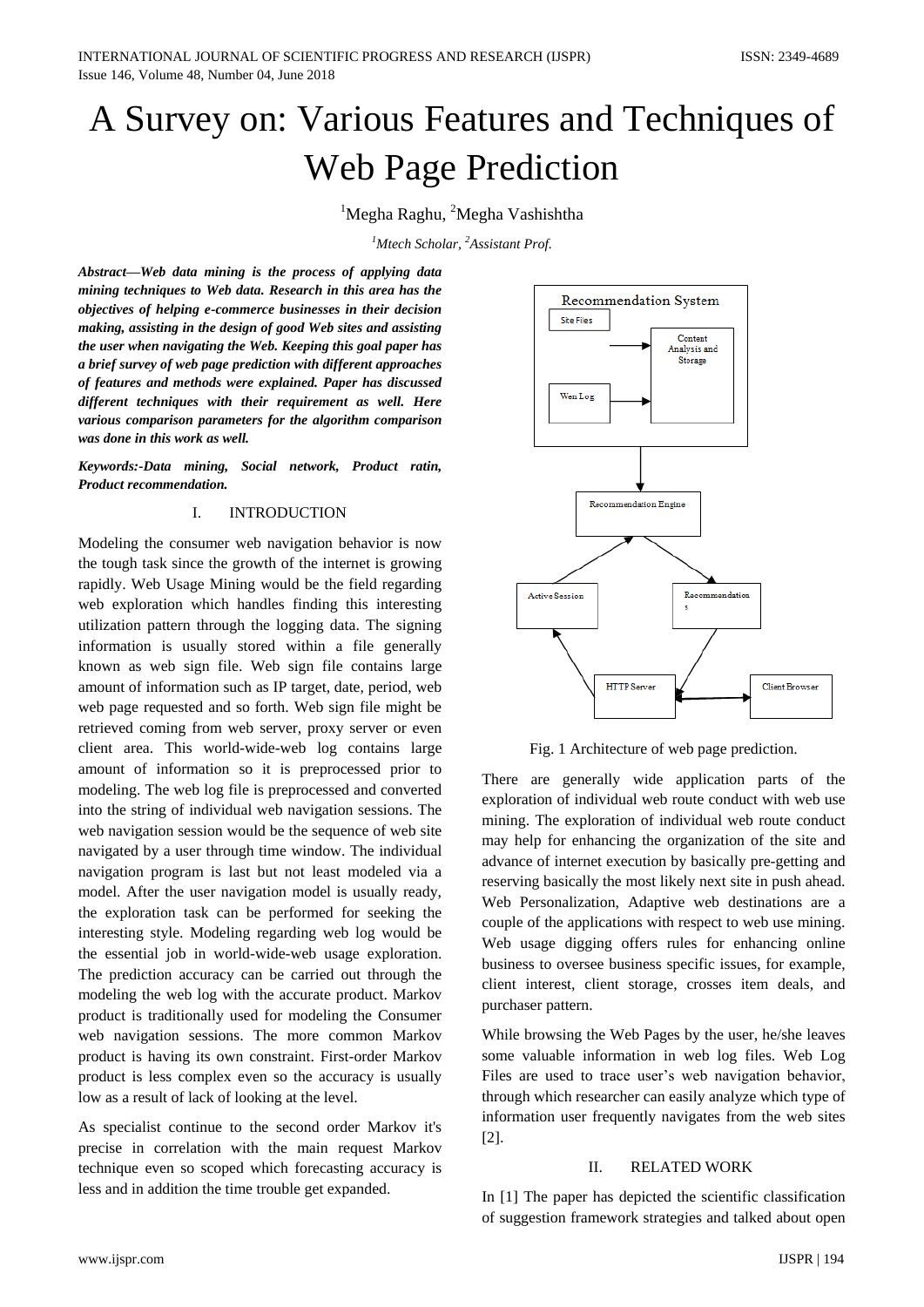# A Survey on: Various Features and Techniques of Web Page Prediction

[1]Megha Raghu, [2]Megha Vashishtha

[1]*Mtech Scholar,* [2]*Assistant Prof.*

***Abstract—Web data mining is the process of applying data mining techniques to Web data. Research in this area has the objectives of helping e-commerce businesses in their decision making, assisting in the design of good Web sites and assisting the user when navigating the Web. Keeping this goal paper has a brief survey of web page prediction with different approaches of features and methods were explained. Paper has discussed different techniques with their requirement as well. Here various comparison parameters for the algorithm comparison was done in this work as well.***

***Keywords:-Data mining, Social network, Product ratin, Product recommendation.***

## I. INTRODUCTION

Modeling the consumer web navigation behavior is now the tough task since the growth of the internet is growing rapidly. Web Usage Mining would be the field regarding web exploration which handles finding this interesting utilization pattern through the logging data. The signing information is usually stored within a file generally known as web sign file. Web sign file contains large amount of information such as IP target, date, period, web web page requested and so forth. Web sign file might be retrieved coming from web server, proxy server or even client area. This world-wide-web log contains large amount of information so it is preprocessed prior to modeling. The web log file is preprocessed and converted into the string of individual web navigation sessions. The web navigation session would be the sequence of web site navigated by a user through time window. The individual navigation program is last but not least modeled via a model. After the user navigation model is usually ready, the exploration task can be performed for seeking the interesting style. Modeling regarding web log would be the essential job in world-wide-web usage exploration. The prediction accuracy can be carried out through the modeling the web log with the accurate product. Markov product is traditionally used for modeling the Consumer web navigation sessions. The more common Markov product is having its own constraint. First-order Markov product is less complex even so the accuracy is usually low as a result of lack of looking at the level.

As specialist continue to the second order Markov it's precise in correlation with the main request Markov technique even so scoped which forecasting accuracy is less and in addition the time trouble get expanded.

Fig. 1 Architecture of web page prediction.

There are generally wide application parts of the exploration of individual web route conduct with web use mining. The exploration of individual web route conduct may help for enhancing the organization of the site and advance of internet execution by basically pre-getting and reserving basically the most likely next site in push ahead. Web Personalization, Adaptive web destinations are a couple of the applications with respect to web use mining. Web usage digging offers rules for enhancing online business to oversee business specific issues, for example, client interest, client storage, crosses item deals, and purchaser pattern.

While browsing the Web Pages by the user, he/she leaves some valuable information in web log files. Web Log Files are used to trace user's web navigation behavior, through which researcher can easily analyze which type of information user frequently navigates from the web sites [2].

## II. RELATED WORK

In [1] The paper has depicted the scientific classification of suggestion framework strategies and talked about open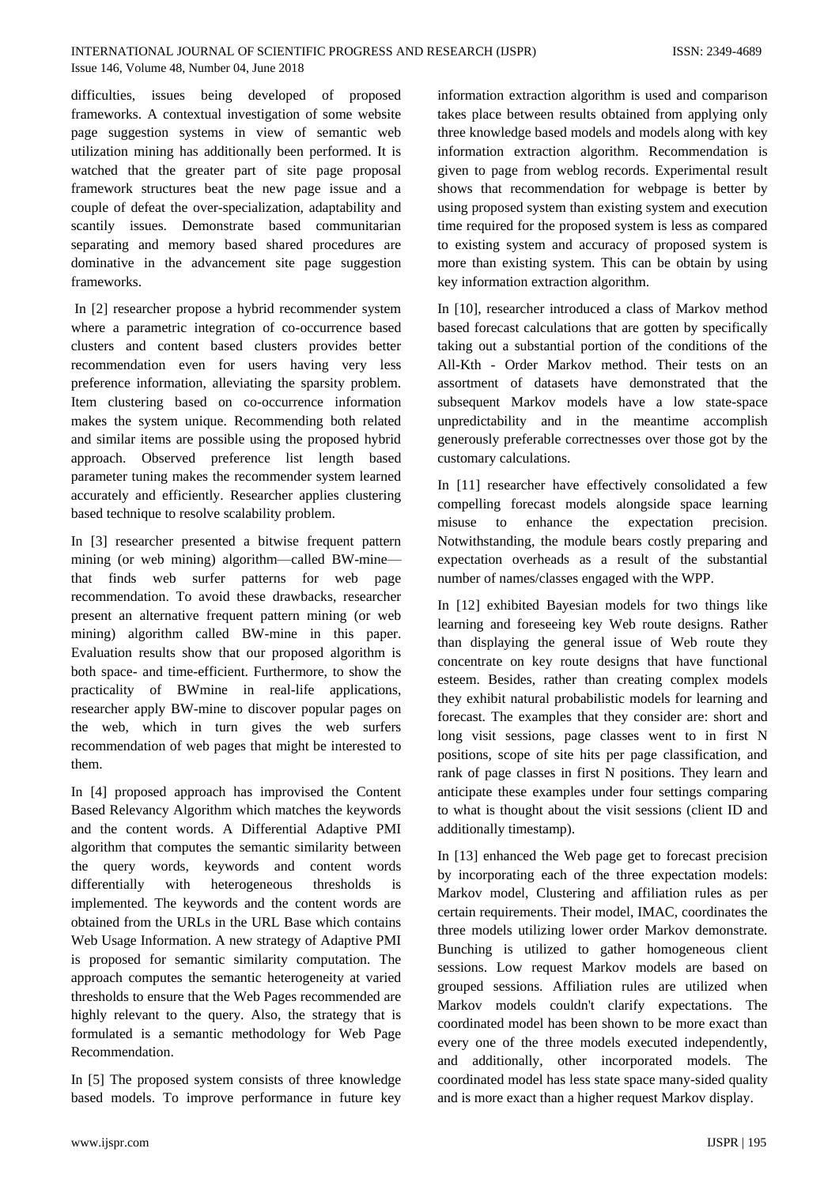difficulties, issues being developed of proposed frameworks. A contextual investigation of some website page suggestion systems in view of semantic web utilization mining has additionally been performed. It is watched that the greater part of site page proposal framework structures beat the new page issue and a couple of defeat the over-specialization, adaptability and scantily issues. Demonstrate based communitarian separating and memory based shared procedures are dominative in the advancement site page suggestion frameworks.

In [2] researcher propose a hybrid recommender system where a parametric integration of co-occurrence based clusters and content based clusters provides better recommendation even for users having very less preference information, alleviating the sparsity problem. Item clustering based on co-occurrence information makes the system unique. Recommending both related and similar items are possible using the proposed hybrid approach. Observed preference list length based parameter tuning makes the recommender system learned accurately and efficiently. Researcher applies clustering based technique to resolve scalability problem.

In [3] researcher presented a bitwise frequent pattern mining (or web mining) algorithm—called BW-mine—that finds web surfer patterns for web page recommendation. To avoid these drawbacks, researcher present an alternative frequent pattern mining (or web mining) algorithm called BW-mine in this paper. Evaluation results show that our proposed algorithm is both space- and time-efficient. Furthermore, to show the practicality of BWmine in real-life applications, researcher apply BW-mine to discover popular pages on the web, which in turn gives the web surfers recommendation of web pages that might be interested to them.

In [4] proposed approach has improvised the Content Based Relevancy Algorithm which matches the keywords and the content words. A Differential Adaptive PMI algorithm that computes the semantic similarity between the query words, keywords and content words differentially with heterogeneous thresholds is implemented. The keywords and the content words are obtained from the URLs in the URL Base which contains Web Usage Information. A new strategy of Adaptive PMI is proposed for semantic similarity computation. The approach computes the semantic heterogeneity at varied thresholds to ensure that the Web Pages recommended are highly relevant to the query. Also, the strategy that is formulated is a semantic methodology for Web Page Recommendation.

In [5] The proposed system consists of three knowledge based models. To improve performance in future key information extraction algorithm is used and comparison takes place between results obtained from applying only three knowledge based models and models along with key information extraction algorithm. Recommendation is given to page from weblog records. Experimental result shows that recommendation for webpage is better by using proposed system than existing system and execution time required for the proposed system is less as compared to existing system and accuracy of proposed system is more than existing system. This can be obtain by using key information extraction algorithm.

In [10], researcher introduced a class of Markov method based forecast calculations that are gotten by specifically taking out a substantial portion of the conditions of the All-Kth - Order Markov method. Their tests on an assortment of datasets have demonstrated that the subsequent Markov models have a low state-space unpredictability and in the meantime accomplish generously preferable correctnesses over those got by the customary calculations.

In [11] researcher have effectively consolidated a few compelling forecast models alongside space learning misuse to enhance the expectation precision. Notwithstanding, the module bears costly preparing and expectation overheads as a result of the substantial number of names/classes engaged with the WPP.

In [12] exhibited Bayesian models for two things like learning and foreseeing key Web route designs. Rather than displaying the general issue of Web route they concentrate on key route designs that have functional esteem. Besides, rather than creating complex models they exhibit natural probabilistic models for learning and forecast. The examples that they consider are: short and long visit sessions, page classes went to in first N positions, scope of site hits per page classification, and rank of page classes in first N positions. They learn and anticipate these examples under four settings comparing to what is thought about the visit sessions (client ID and additionally timestamp).

In [13] enhanced the Web page get to forecast precision by incorporating each of the three expectation models: Markov model, Clustering and affiliation rules as per certain requirements. Their model, IMAC, coordinates the three models utilizing lower order Markov demonstrate. Bunching is utilized to gather homogeneous client sessions. Low request Markov models are based on grouped sessions. Affiliation rules are utilized when Markov models couldn't clarify expectations. The coordinated model has been shown to be more exact than every one of the three models executed independently, and additionally, other incorporated models. The coordinated model has less state space many-sided quality and is more exact than a higher request Markov display.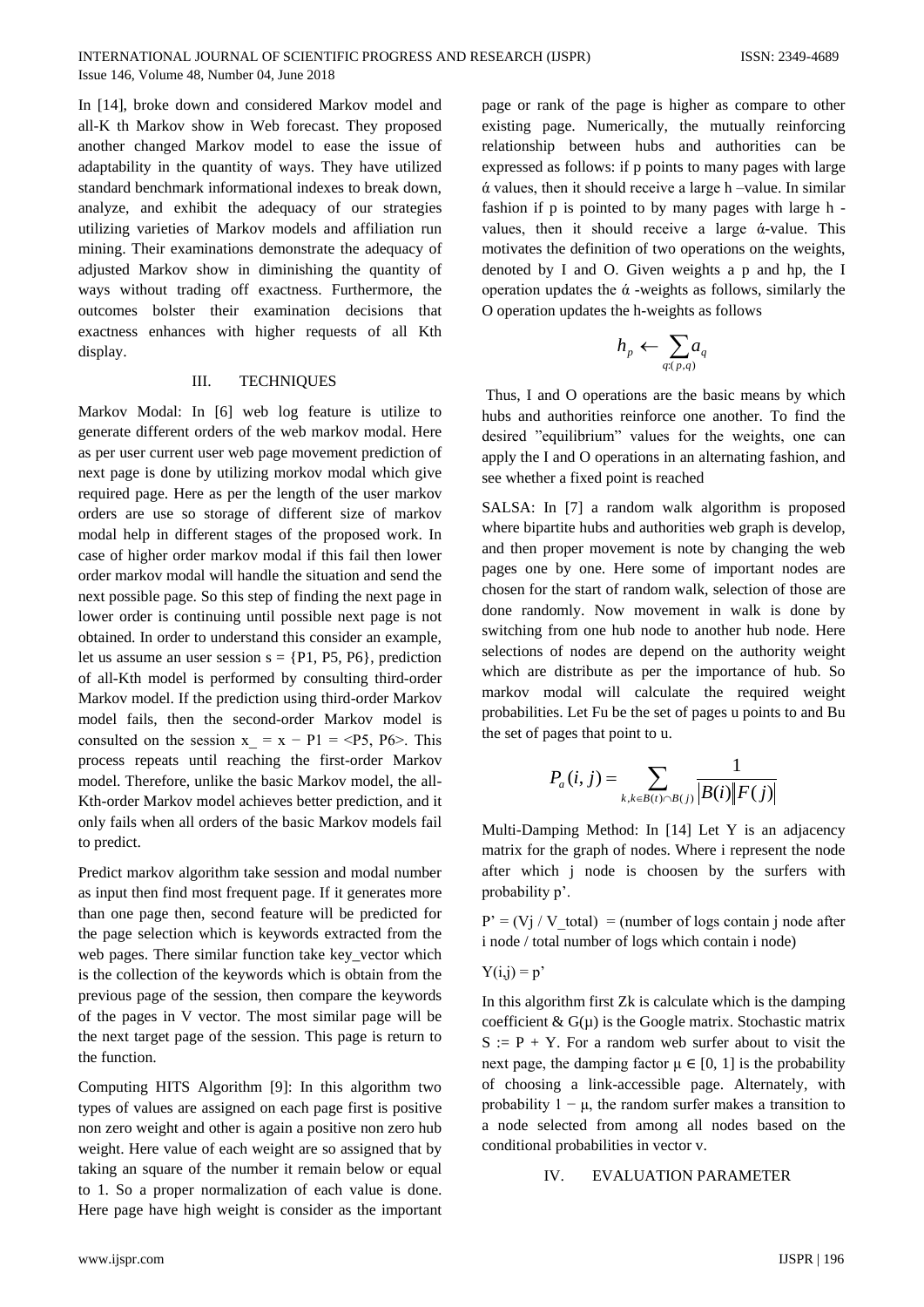In [14], broke down and considered Markov model and all-K th Markov show in Web forecast. They proposed another changed Markov model to ease the issue of adaptability in the quantity of ways. They have utilized standard benchmark informational indexes to break down, analyze, and exhibit the adequacy of our strategies utilizing varieties of Markov models and affiliation run mining. Their examinations demonstrate the adequacy of adjusted Markov show in diminishing the quantity of ways without trading off exactness. Furthermore, the outcomes bolster their examination decisions that exactness enhances with higher requests of all Kth display.

## III. TECHNIQUES

Markov Modal: In [6] web log feature is utilize to generate different orders of the web markov modal. Here as per user current user web page movement prediction of next page is done by utilizing morkov modal which give required page. Here as per the length of the user markov orders are use so storage of different size of markov modal help in different stages of the proposed work. In case of higher order markov modal if this fail then lower order markov modal will handle the situation and send the next possible page. So this step of finding the next page in lower order is continuing until possible next page is not obtained. In order to understand this consider an example, let us assume an user session s = {P1, P5, P6}, prediction of all-Kth model is performed by consulting third-order Markov model. If the prediction using third-order Markov model fails, then the second-order Markov model is consulted on the session x_ = x − P1 = <P5, P6>. This process repeats until reaching the first-order Markov model. Therefore, unlike the basic Markov model, the all-Kth-order Markov model achieves better prediction, and it only fails when all orders of the basic Markov models fail to predict.

Predict markov algorithm take session and modal number as input then find most frequent page. If it generates more than one page then, second feature will be predicted for the page selection which is keywords extracted from the web pages. There similar function take key_vector which is the collection of the keywords which is obtain from the previous page of the session, then compare the keywords of the pages in V vector. The most similar page will be the next target page of the session. This page is return to the function.

Computing HITS Algorithm [9]: In this algorithm two types of values are assigned on each page first is positive non zero weight and other is again a positive non zero hub weight. Here value of each weight are so assigned that by taking an square of the number it remain below or equal to 1. So a proper normalization of each value is done. Here page have high weight is consider as the important page or rank of the page is higher as compare to other existing page. Numerically, the mutually reinforcing relationship between hubs and authorities can be expressed as follows: if p points to many pages with large ά values, then it should receive a large h –value. In similar fashion if p is pointed to by many pages with large h -values, then it should receive a large ά-value. This motivates the definition of two operations on the weights, denoted by I and O. Given weights a p and hp, the I operation updates the ά -weights as follows, similarly the O operation updates the h-weights as follows

$$h_p \leftarrow \sum_{q:(p,q)} a_q$$

Thus, I and O operations are the basic means by which hubs and authorities reinforce one another. To find the desired "equilibrium" values for the weights, one can apply the I and O operations in an alternating fashion, and see whether a fixed point is reached

SALSA: In [7] a random walk algorithm is proposed where bipartite hubs and authorities web graph is develop, and then proper movement is note by changing the web pages one by one. Here some of important nodes are chosen for the start of random walk, selection of those are done randomly. Now movement in walk is done by switching from one hub node to another hub node. Here selections of nodes are depend on the authority weight which are distribute as per the importance of hub. So markov modal will calculate the required weight probabilities. Let Fu be the set of pages u points to and Bu the set of pages that point to u.

$$P_a(i,j) = \sum_{k,k \in B(t) \cap B(j)} \frac{1}{|B(i)||F(j)|}$$

Multi-Damping Method: In [14] Let Y is an adjacency matrix for the graph of nodes. Where i represent the node after which j node is choosen by the surfers with probability p'.

P' = (Vj / V_total) = (number of logs contain j node after i node / total number of logs which contain i node)

Y(i,j) = p'

In this algorithm first Zk is calculate which is the damping coefficient & G(μ) is the Google matrix. Stochastic matrix S := P + Y. For a random web surfer about to visit the next page, the damping factor μ ∈ [0, 1] is the probability of choosing a link-accessible page. Alternately, with probability 1 − μ, the random surfer makes a transition to a node selected from among all nodes based on the conditional probabilities in vector v.

## IV. EVALUATION PARAMETER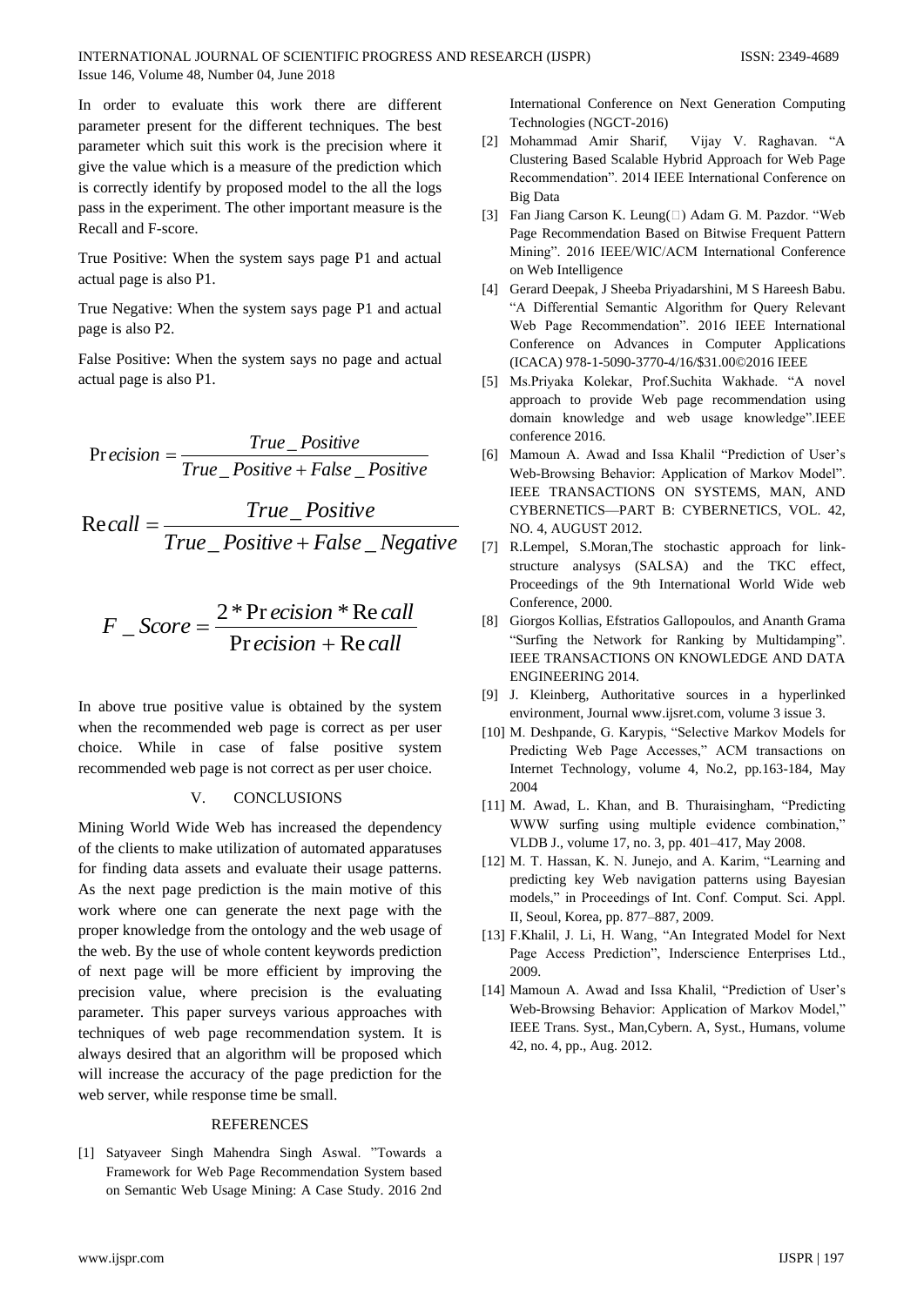In order to evaluate this work there are different parameter present for the different techniques. The best parameter which suit this work is the precision where it give the value which is a measure of the prediction which is correctly identify by proposed model to the all the logs pass in the experiment. The other important measure is the Recall and F-score.

True Positive: When the system says page P1 and actual actual page is also P1.

True Negative: When the system says page P1 and actual page is also P2.

False Positive: When the system says no page and actual actual page is also P1.

$$\Pr ecision = \frac{True\_Positive}{True\_Positive + False\_Positive}$$

$$\mathrm{Re}call = \frac{True\_Positive}{True\_Positive + False\_Negative}$$

$$F\_Score = \frac{2 * \Pr ecision * \mathrm{Re}\, call}{\Pr ecision + \mathrm{Re}\, call}$$

In above true positive value is obtained by the system when the recommended web page is correct as per user choice. While in case of false positive system recommended web page is not correct as per user choice.

## V. CONCLUSIONS

Mining World Wide Web has increased the dependency of the clients to make utilization of automated apparatuses for finding data assets and evaluate their usage patterns. As the next page prediction is the main motive of this work where one can generate the next page with the proper knowledge from the ontology and the web usage of the web. By the use of whole content keywords prediction of next page will be more efficient by improving the precision value, where precision is the evaluating parameter. This paper surveys various approaches with techniques of web page recommendation system. It is always desired that an algorithm will be proposed which will increase the accuracy of the page prediction for the web server, while response time be small.

## REFERENCES

[1] Satyaveer Singh Mahendra Singh Aswal. "Towards a Framework for Web Page Recommendation System based on Semantic Web Usage Mining: A Case Study. 2016 2nd International Conference on Next Generation Computing Technologies (NGCT-2016)

[2] Mohammad Amir Sharif, Vijay V. Raghavan. "A Clustering Based Scalable Hybrid Approach for Web Page Recommendation". 2014 IEEE International Conference on Big Data

[3] Fan Jiang Carson K. Leung(□) Adam G. M. Pazdor. "Web Page Recommendation Based on Bitwise Frequent Pattern Mining". 2016 IEEE/WIC/ACM International Conference on Web Intelligence

[4] Gerard Deepak, J Sheeba Priyadarshini, M S Hareesh Babu. "A Differential Semantic Algorithm for Query Relevant Web Page Recommendation". 2016 IEEE International Conference on Advances in Computer Applications (ICACA) 978-1-5090-3770-4/16/$31.00©2016 IEEE

[5] Ms.Priyaka Kolekar, Prof.Suchita Wakhade. "A novel approach to provide Web page recommendation using domain knowledge and web usage knowledge".IEEE conference 2016.

[6] Mamoun A. Awad and Issa Khalil "Prediction of User's Web-Browsing Behavior: Application of Markov Model". IEEE TRANSACTIONS ON SYSTEMS, MAN, AND CYBERNETICS—PART B: CYBERNETICS, VOL. 42, NO. 4, AUGUST 2012.

[7] R.Lempel, S.Moran,The stochastic approach for link-structure analysys (SALSA) and the TKC effect, Proceedings of the 9th International World Wide web Conference, 2000.

[8] Giorgos Kollias, Efstratios Gallopoulos, and Ananth Grama "Surfing the Network for Ranking by Multidamping". IEEE TRANSACTIONS ON KNOWLEDGE AND DATA ENGINEERING 2014.

[9] J. Kleinberg, Authoritative sources in a hyperlinked environment, Journal www.ijsret.com, volume 3 issue 3.

[10] M. Deshpande, G. Karypis, "Selective Markov Models for Predicting Web Page Accesses," ACM transactions on Internet Technology, volume 4, No.2, pp.163-184, May 2004

[11] M. Awad, L. Khan, and B. Thuraisingham, "Predicting WWW surfing using multiple evidence combination," VLDB J., volume 17, no. 3, pp. 401–417, May 2008.

[12] M. T. Hassan, K. N. Junejo, and A. Karim, "Learning and predicting key Web navigation patterns using Bayesian models," in Proceedings of Int. Conf. Comput. Sci. Appl. II, Seoul, Korea, pp. 877–887, 2009.

[13] F.Khalil, J. Li, H. Wang, "An Integrated Model for Next Page Access Prediction", Inderscience Enterprises Ltd., 2009.

[14] Mamoun A. Awad and Issa Khalil, "Prediction of User's Web-Browsing Behavior: Application of Markov Model," IEEE Trans. Syst., Man,Cybern. A, Syst., Humans, volume 42, no. 4, pp., Aug. 2012.